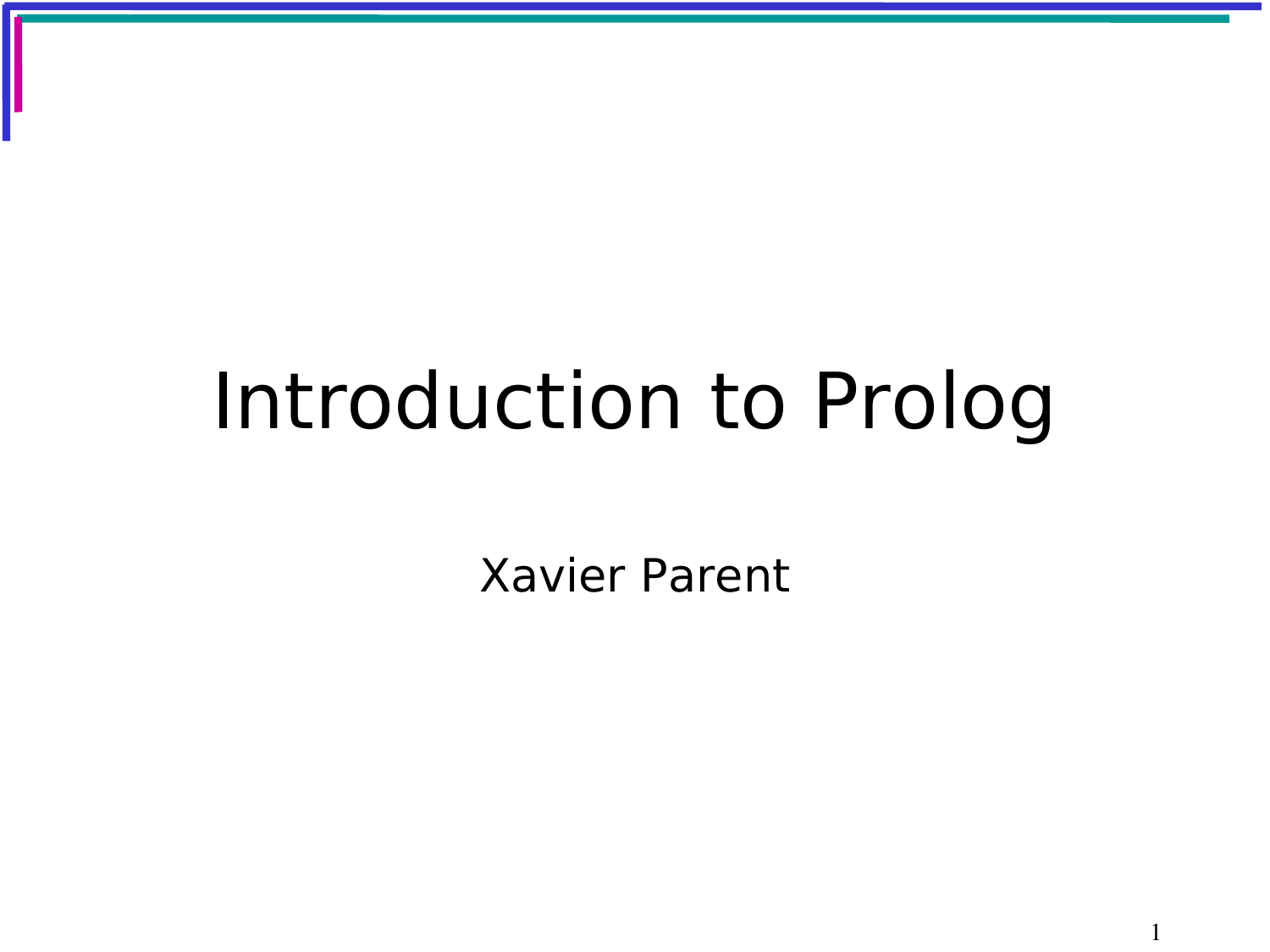# Introduction to Prolog

Xavier Parent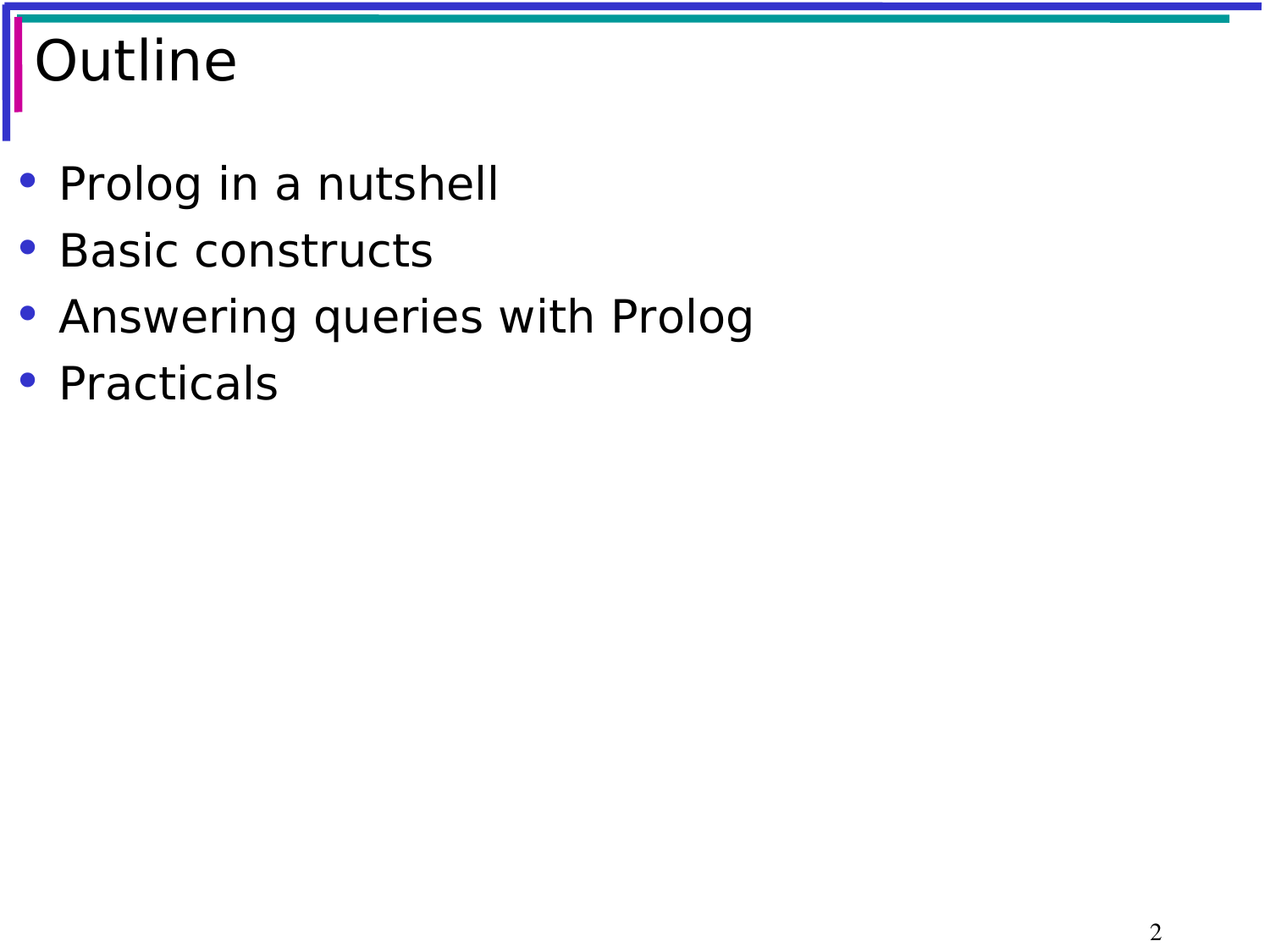# Outline

- Prolog in a nutshell
- Basic constructs
- Answering queries with Prolog
- Practicals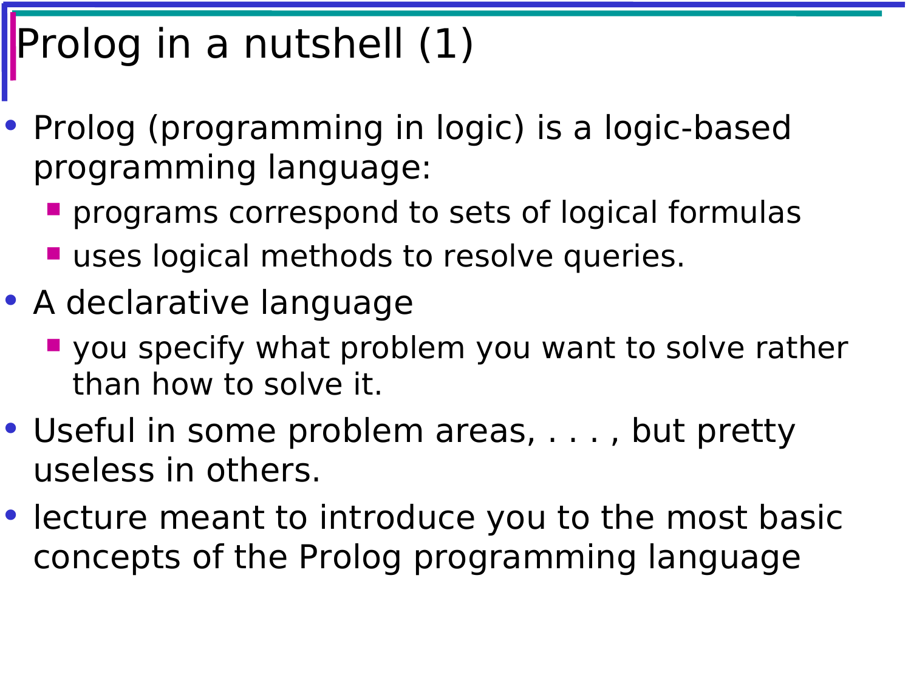# Prolog in a nutshell (1)

- Prolog (programming in logic) is a logic-based programming language:
  - programs correspond to sets of logical formulas
  - uses logical methods to resolve queries.
- A declarative language
  - you specify what problem you want to solve rather than how to solve it.
- Useful in some problem areas, . . . , but pretty useless in others.
- lecture meant to introduce you to the most basic concepts of the Prolog programming language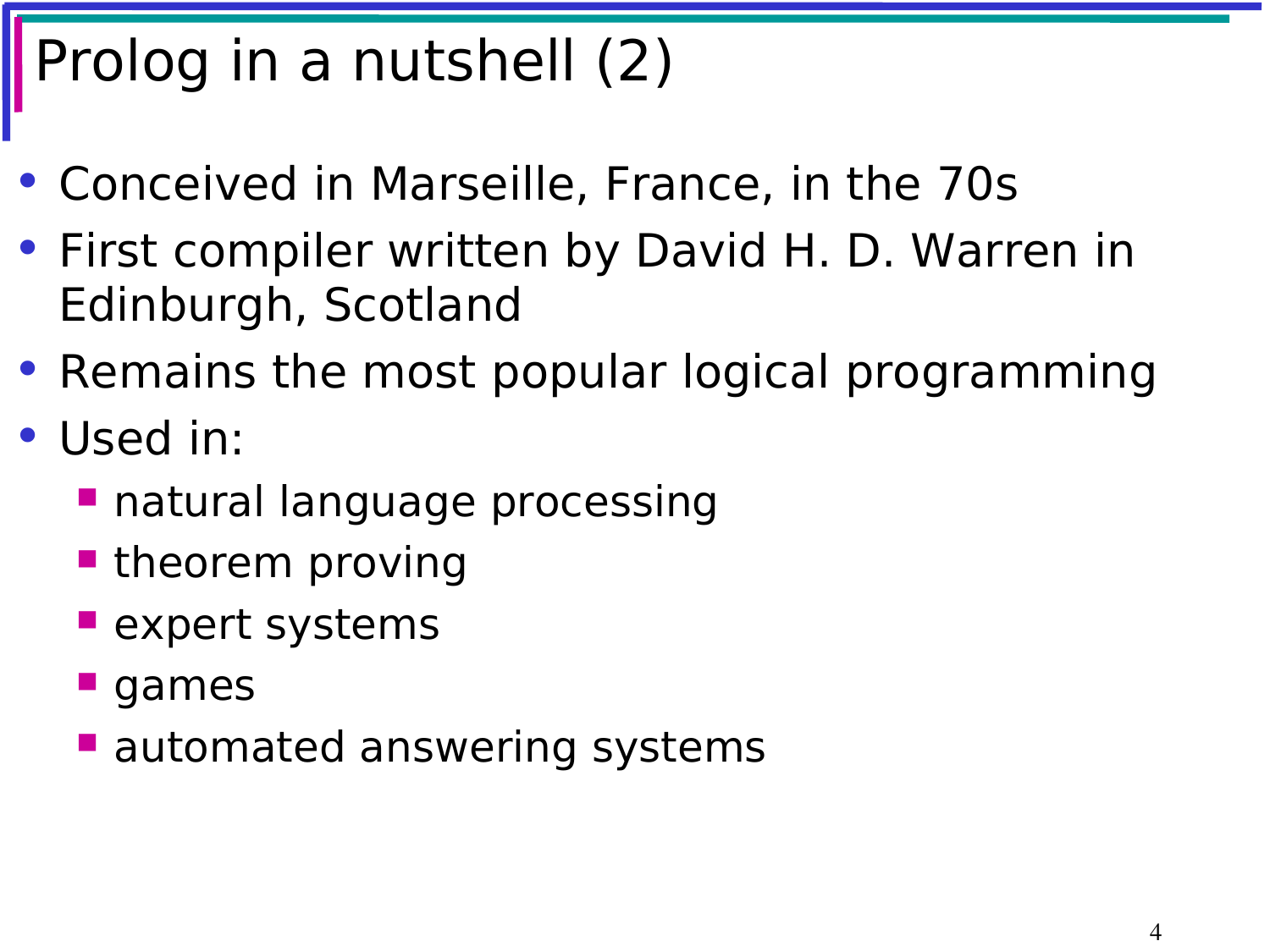# Prolog in a nutshell (2)

- Conceived in Marseille, France, in the 70s
- First compiler written by David H. D. Warren in Edinburgh, Scotland
- Remains the most popular logical programming
- Used in:
  - natural language processing
  - theorem proving
  - expert systems
  - games
  - automated answering systems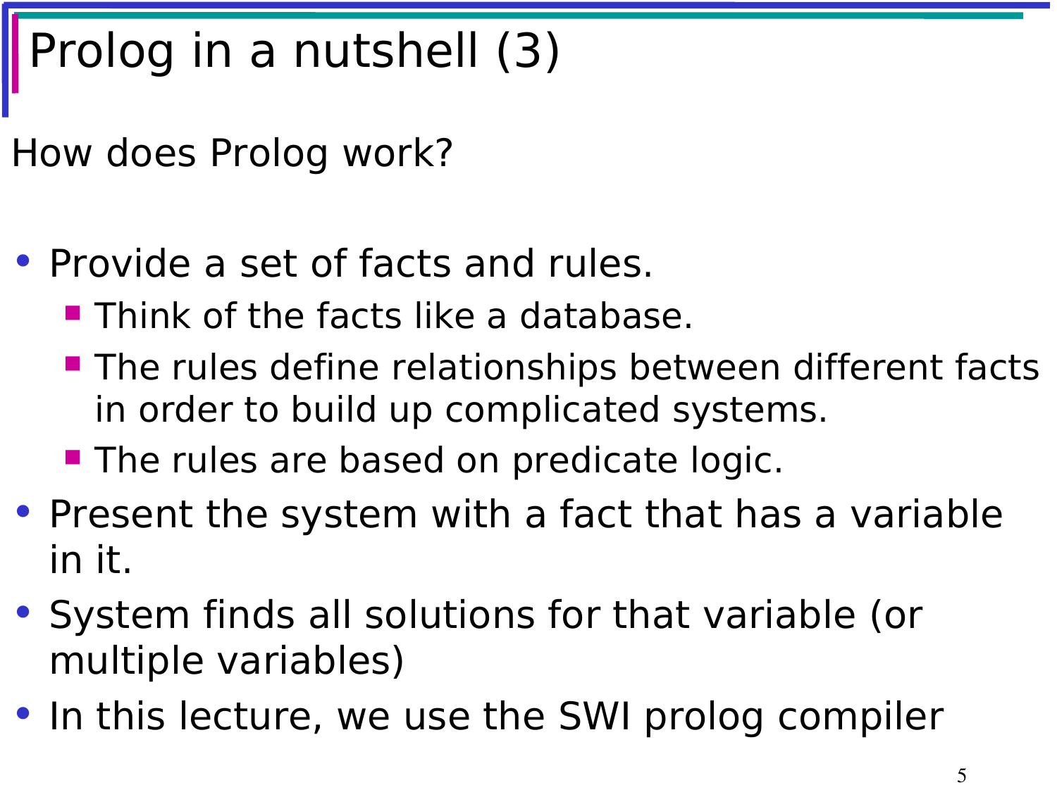# Prolog in a nutshell (3)

How does Prolog work?

- Provide a set of facts and rules.
  - Think of the facts like a database.
  - The rules define relationships between different facts in order to build up complicated systems.
  - The rules are based on predicate logic.
- Present the system with a fact that has a variable in it.
- System finds all solutions for that variable (or multiple variables)
- In this lecture, we use the SWI prolog compiler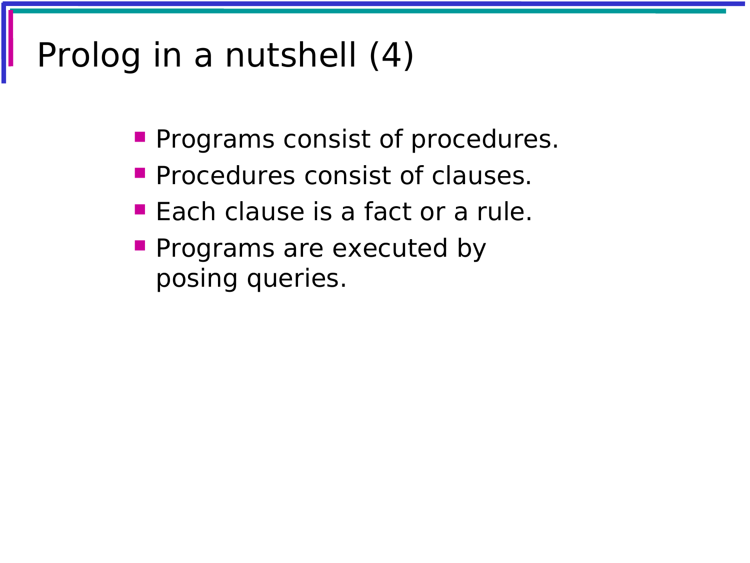# Prolog in a nutshell (4)

- Programs consist of procedures.
- Procedures consist of clauses.
- Each clause is a fact or a rule.
- Programs are executed by posing queries.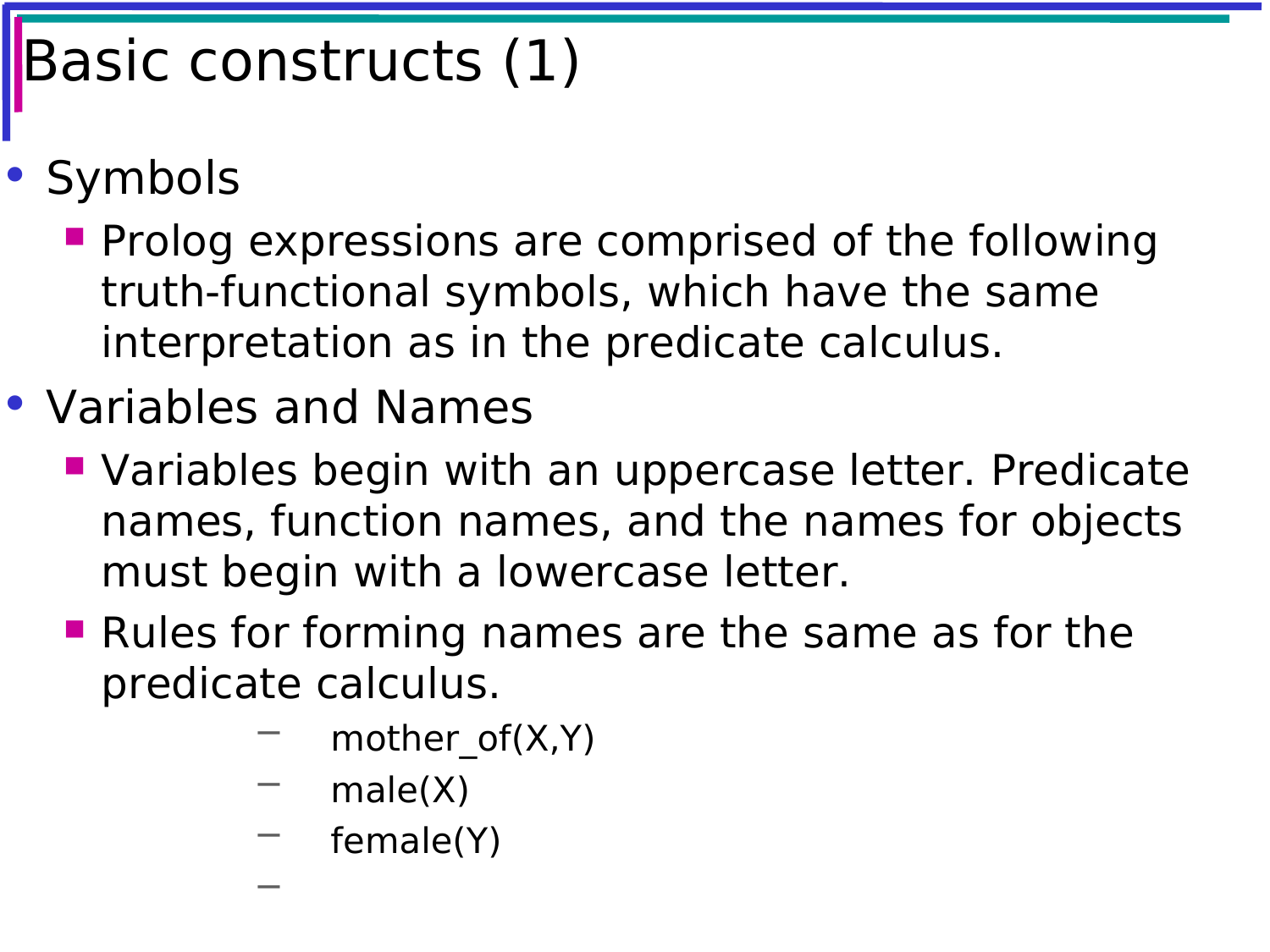# Basic constructs (1)

- Symbols
  - Prolog expressions are comprised of the following truth-functional symbols, which have the same interpretation as in the predicate calculus.
- Variables and Names
  - Variables begin with an uppercase letter. Predicate names, function names, and the names for objects must begin with a lowercase letter.
  - Rules for forming names are the same as for the predicate calculus.
    - mother_of(X,Y)
    - male(X)
    - female(Y)
    -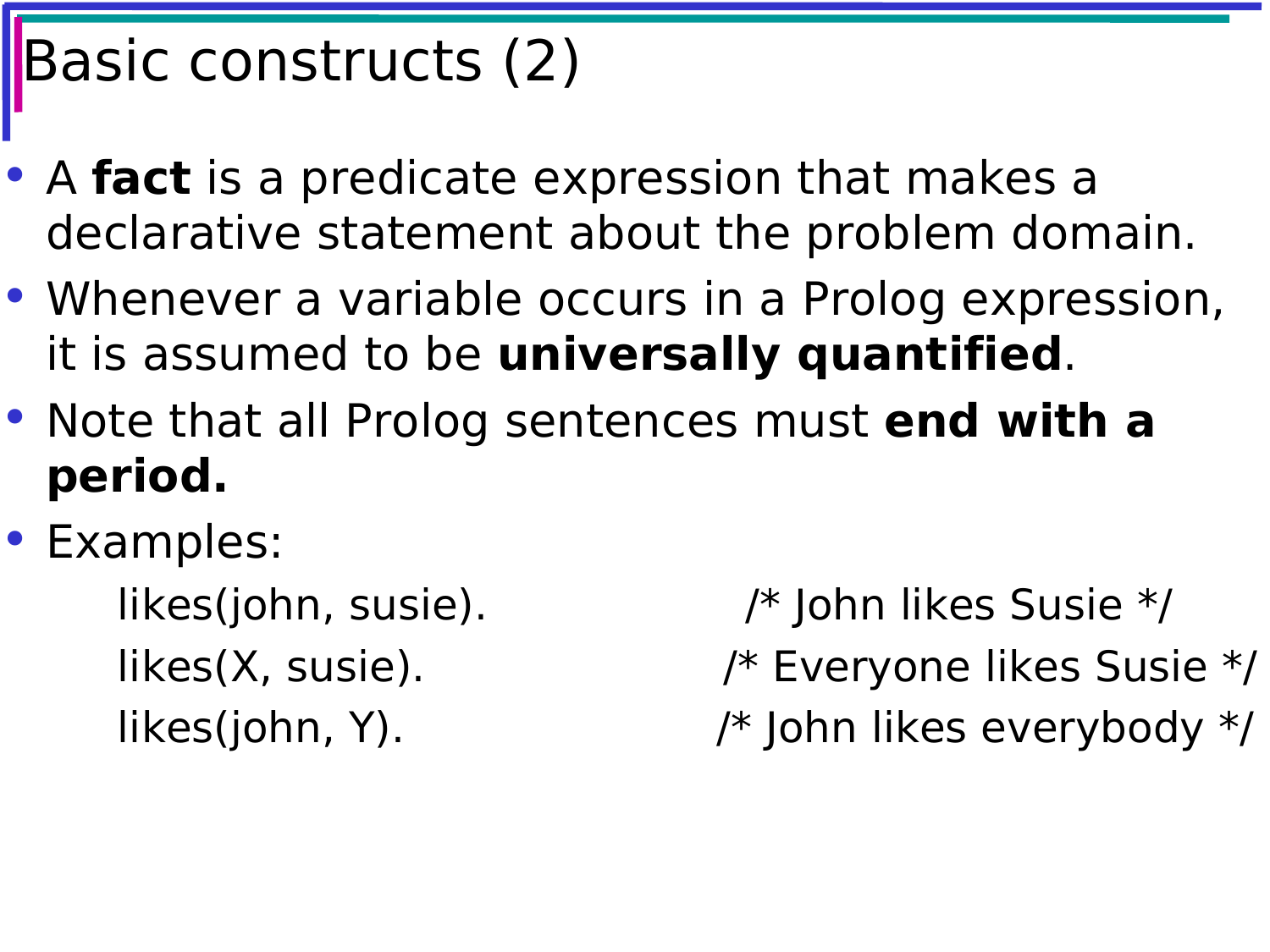# Basic constructs (2)

- A **fact** is a predicate expression that makes a declarative statement about the problem domain.
- Whenever a variable occurs in a Prolog expression, it is assumed to be **universally quantified**.
- Note that all Prolog sentences must **end with a period.**
- Examples:

```
likes(john, susie).          /* John likes Susie */
likes(X, susie).             /* Everyone likes Susie */
likes(john, Y).              /* John likes everybody */
```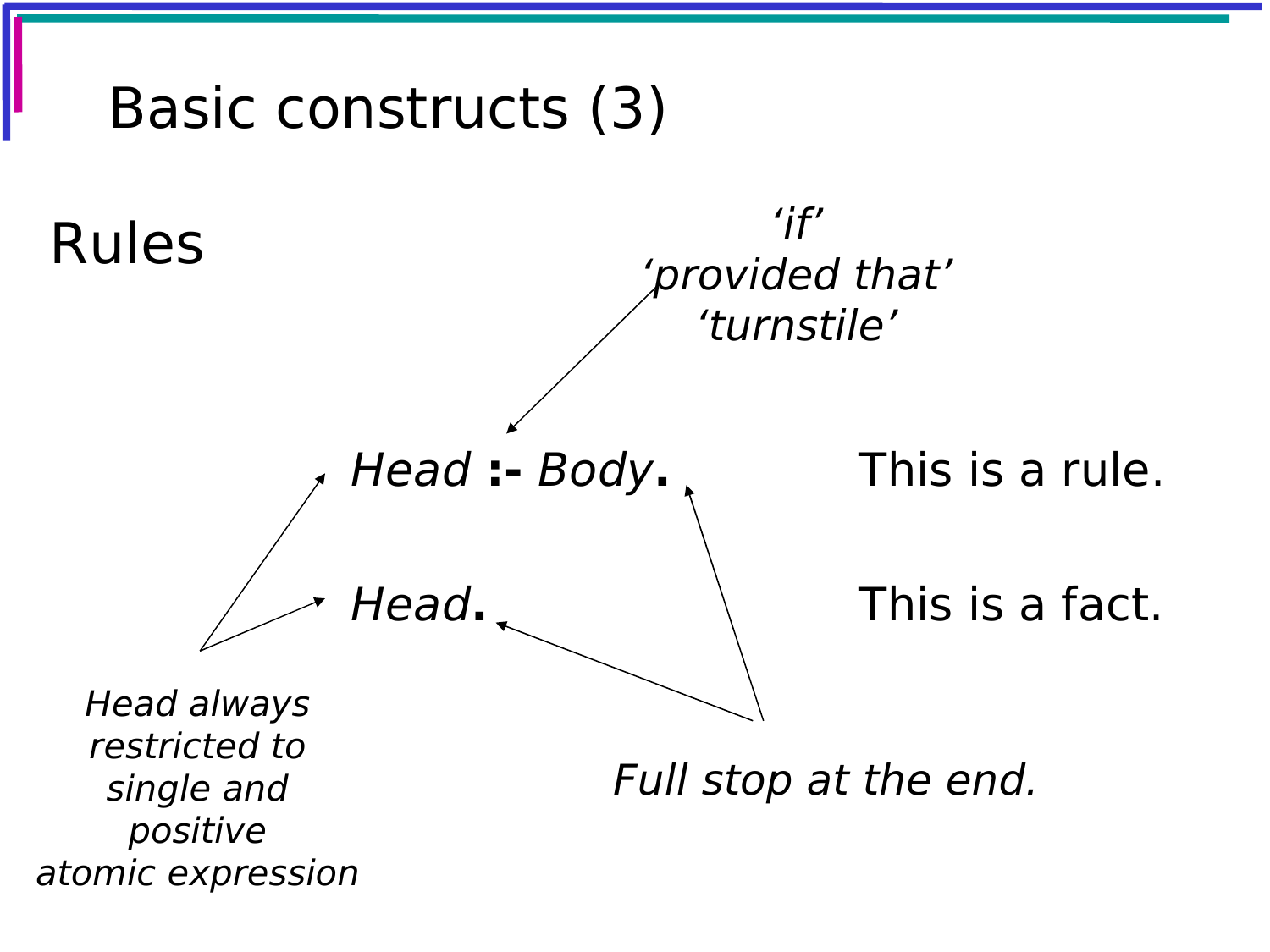# Basic constructs (3)

## Rules

*'if'*
*'provided that'*
*'turnstile'*

*Head* **:-** *Body***.** This is a rule.

*Head***.** This is a fact.

*Head always restricted to single and positive atomic expression*

*Full stop at the end.*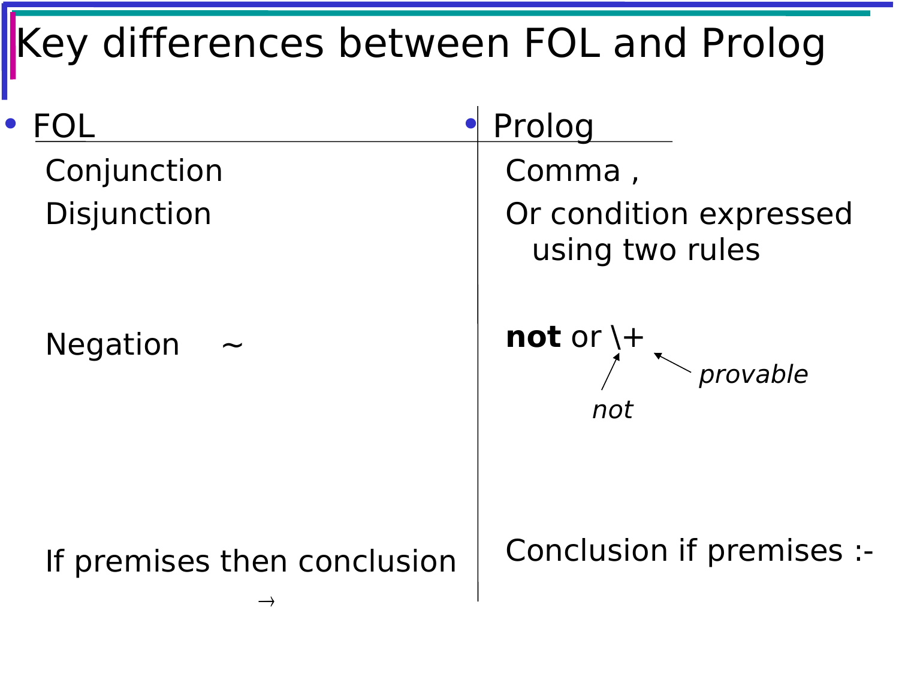# Key differences between FOL and Prolog

| FOL | Prolog |
| --- | --- |
| Conjunction | Comma , |
| Disjunction | Or condition expressed using two rules |
| Negation ~ | **not** or \+ (\ = *not*, + = *provable*) |
| If premises then conclusion → | Conclusion if premises :- |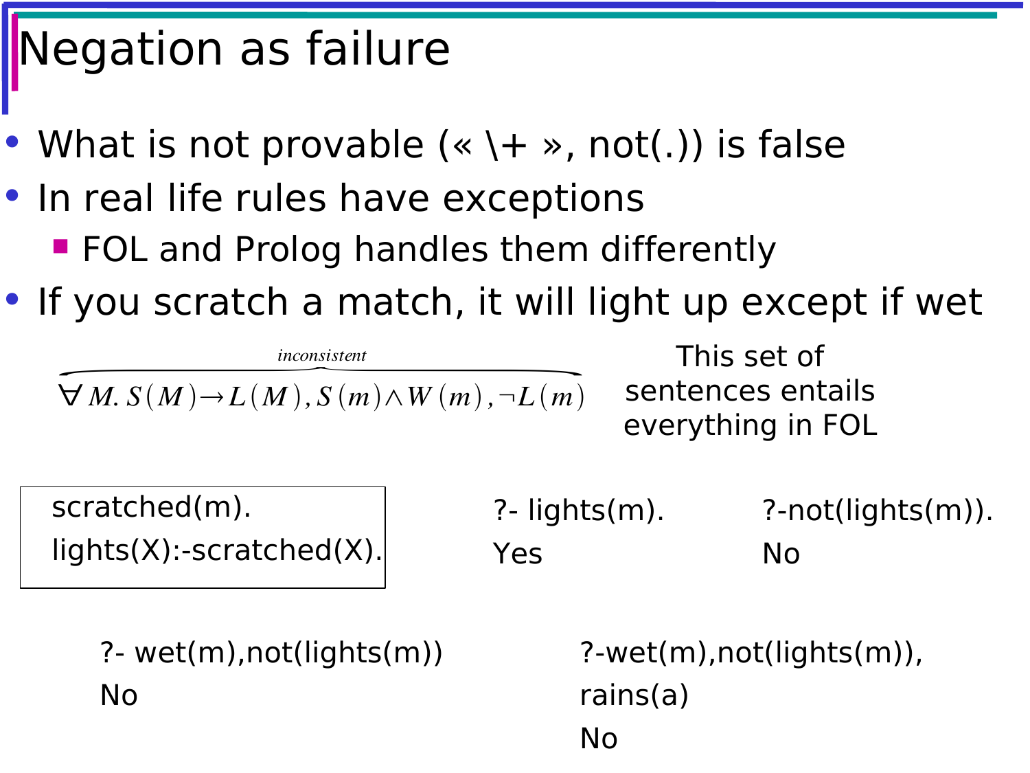# Negation as failure

- What is not provable (« \+ », not(.)) is false
- In real life rules have exceptions
  - FOL and Prolog handles them differently
- If you scratch a match, it will light up except if wet

$$\overbrace{\forall M.\, S(M) \rightarrow L(M),\, S(m) \wedge W(m),\, \neg L(m)}^{inconsistent}$$

This set of sentences entails everything in FOL

```
scratched(m).
lights(X):-scratched(X).
```

```
?- lights(m).
Yes
```

```
?-not(lights(m)).
No
```

```
?- wet(m),not(lights(m))
No
```

```
?-wet(m),not(lights(m)),
rains(a)
No
```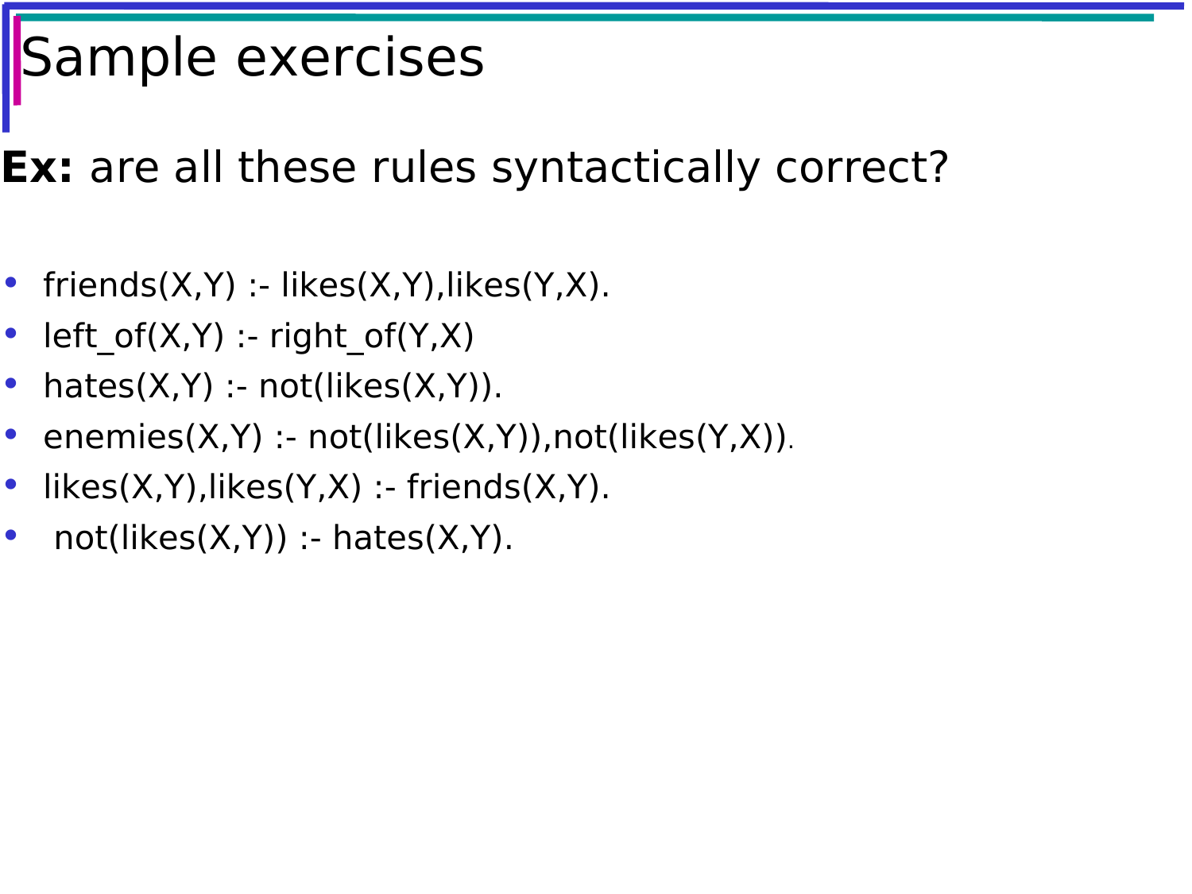# Sample exercises

**Ex:** are all these rules syntactically correct?

- friends(X,Y) :- likes(X,Y),likes(Y,X).
- left_of(X,Y) :- right_of(Y,X)
- hates(X,Y) :- not(likes(X,Y)).
- enemies(X,Y) :- not(likes(X,Y)),not(likes(Y,X)).
- likes(X,Y),likes(Y,X) :- friends(X,Y).
- not(likes(X,Y)) :- hates(X,Y).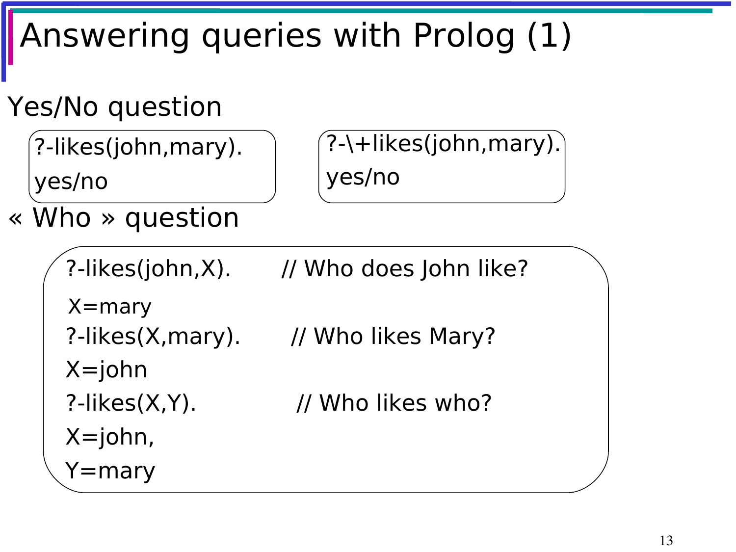# Answering queries with Prolog (1)

Yes/No question

```
?-likes(john,mary).
yes/no
```

```
?-\+likes(john,mary).
yes/no
```

« Who » question

```
?-likes(john,X).        // Who does John like?
X=mary
?-likes(X,mary).        // Who likes Mary?
X=john
?-likes(X,Y).           // Who likes who?
X=john,
Y=mary
```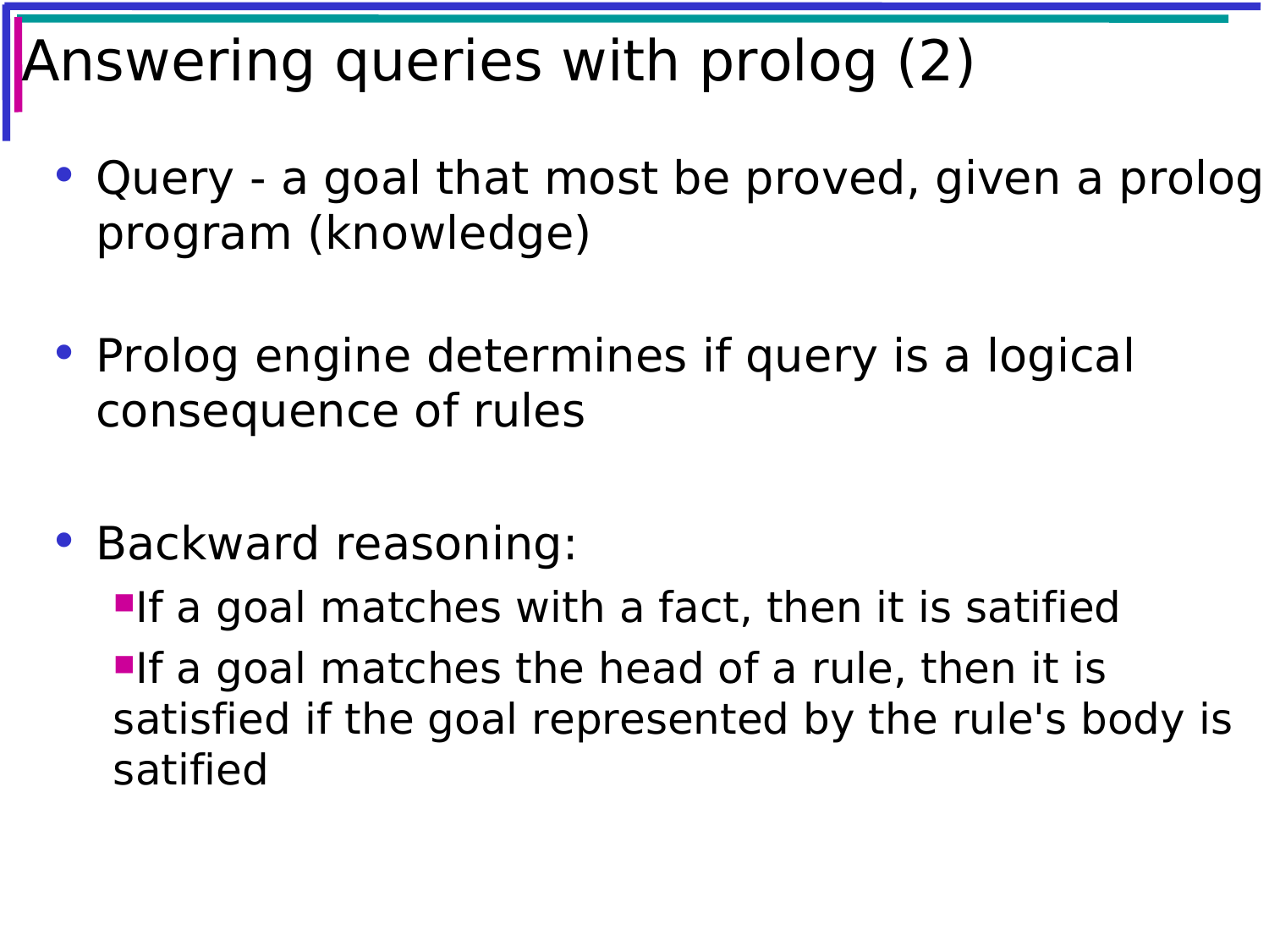# Answering queries with prolog (2)

- Query - a goal that most be proved, given a prolog program (knowledge)

- Prolog engine determines if query is a logical consequence of rules

- Backward reasoning:
  - If a goal matches with a fact, then it is satified
  - If a goal matches the head of a rule, then it is satisfied if the goal represented by the rule's body is satified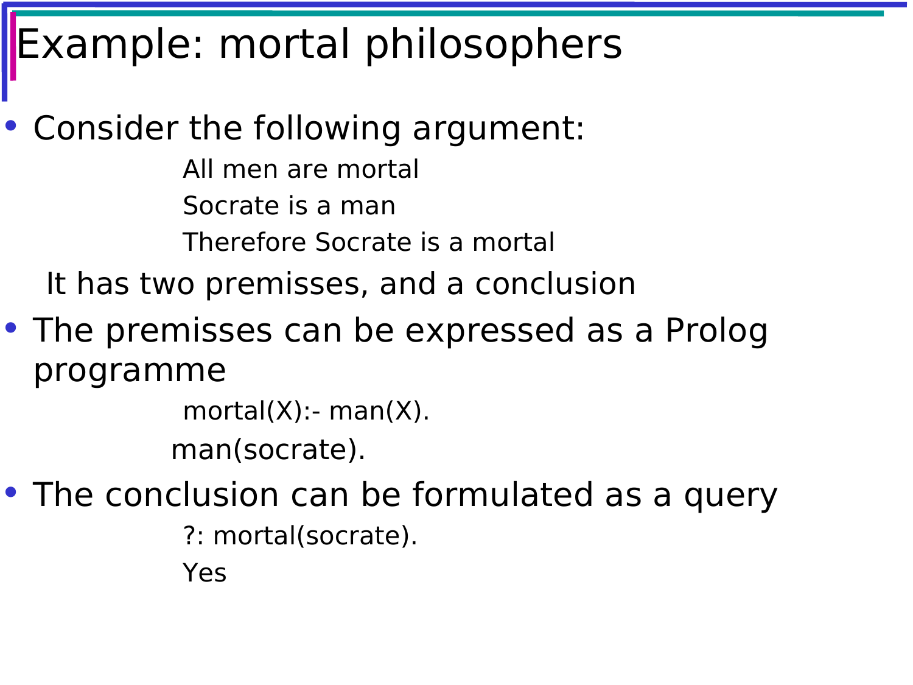# Example: mortal philosophers

- Consider the following argument:

  All men are mortal

  Socrate is a man

  Therefore Socrate is a mortal

  It has two premisses, and a conclusion

- The premisses can be expressed as a Prolog programme

```
mortal(X):- man(X).
man(socrate).
```

- The conclusion can be formulated as a query

```
?: mortal(socrate).
Yes
```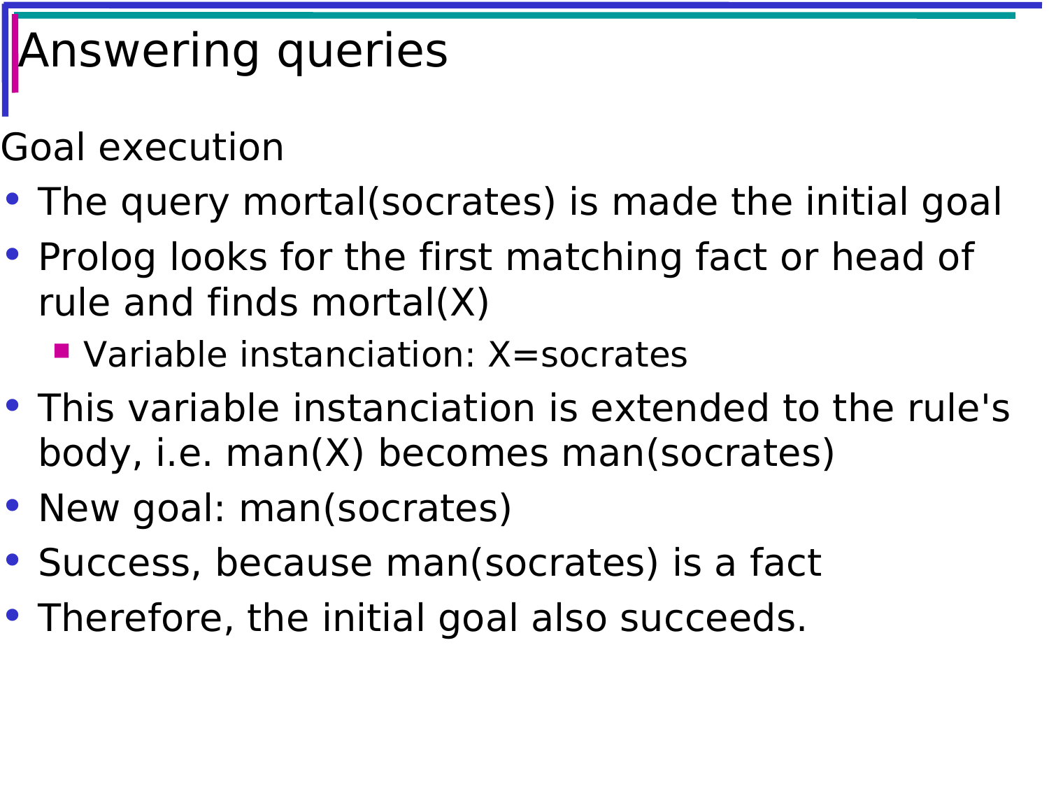# Answering queries

Goal execution

- The query mortal(socrates) is made the initial goal
- Prolog looks for the first matching fact or head of rule and finds mortal(X)
  - Variable instanciation: X=socrates
- This variable instanciation is extended to the rule's body, i.e. man(X) becomes man(socrates)
- New goal: man(socrates)
- Success, because man(socrates) is a fact
- Therefore, the initial goal also succeeds.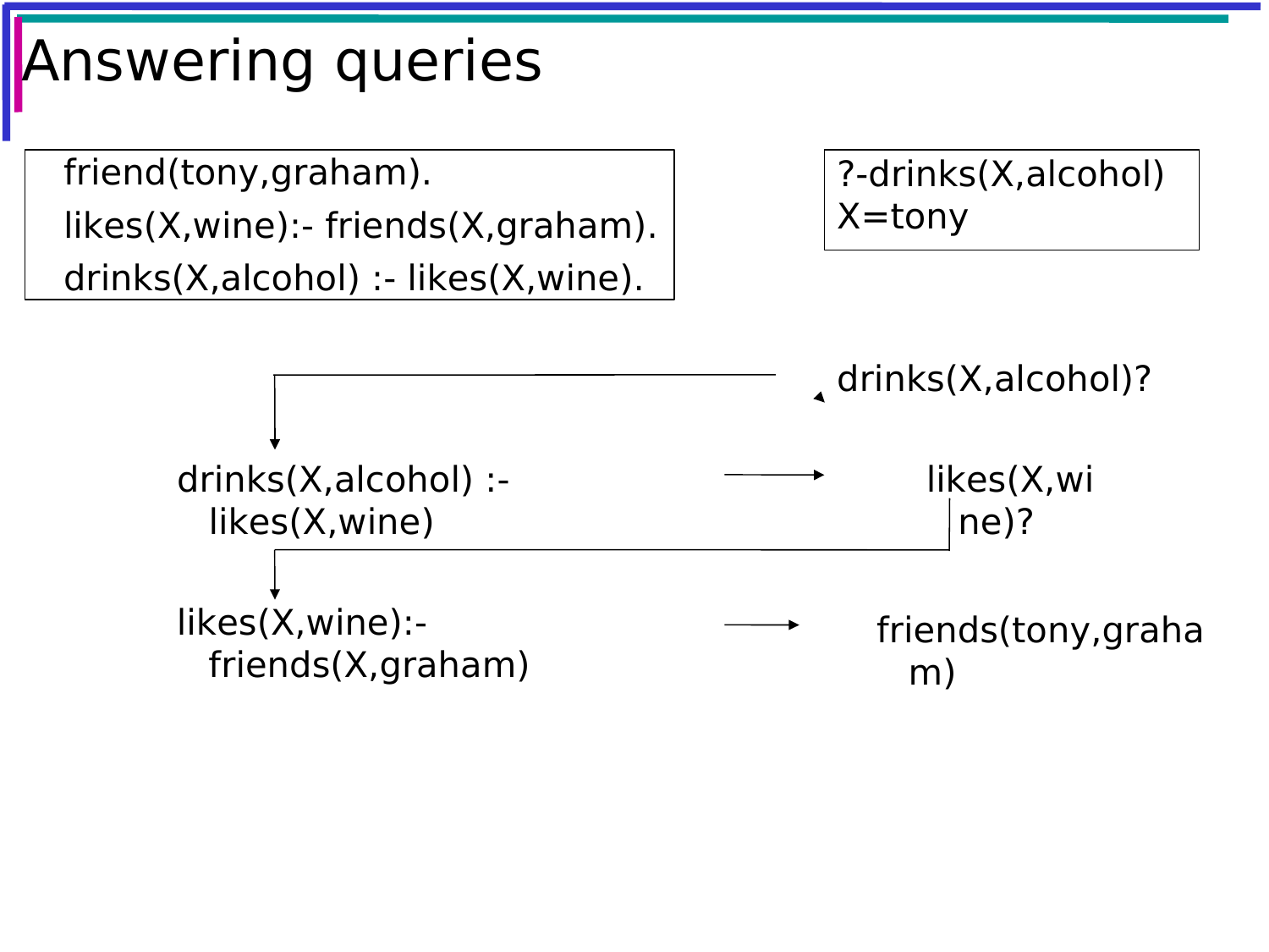# Answering queries

```
friend(tony,graham).
likes(X,wine):- friends(X,graham).
drinks(X,alcohol) :- likes(X,wine).
```

```
?-drinks(X,alcohol)
X=tony
```

drinks(X,alcohol)?

drinks(X,alcohol) :- likes(X,wine) → likes(X,wine)?

likes(X,wine):- friends(X,graham) → friends(tony,graham)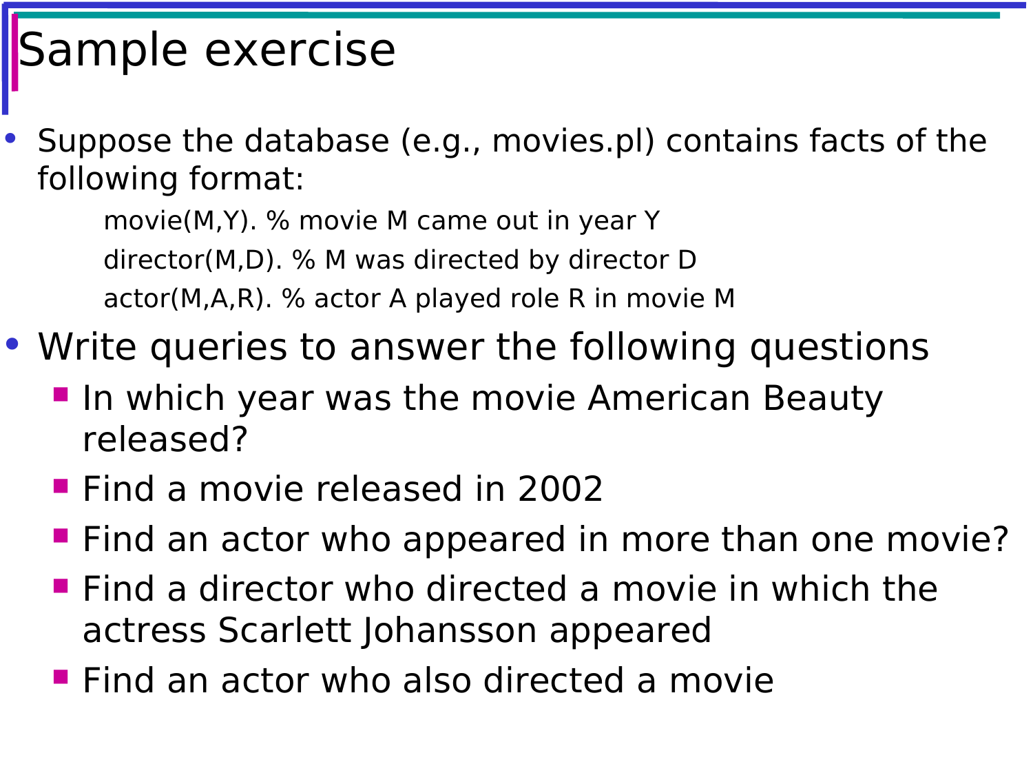# Sample exercise

- Suppose the database (e.g., movies.pl) contains facts of the following format:

```
movie(M,Y). % movie M came out in year Y
director(M,D). % M was directed by director D
actor(M,A,R). % actor A played role R in movie M
```

- Write queries to answer the following questions
  - In which year was the movie American Beauty released?
  - Find a movie released in 2002
  - Find an actor who appeared in more than one movie?
  - Find a director who directed a movie in which the actress Scarlett Johansson appeared
  - Find an actor who also directed a movie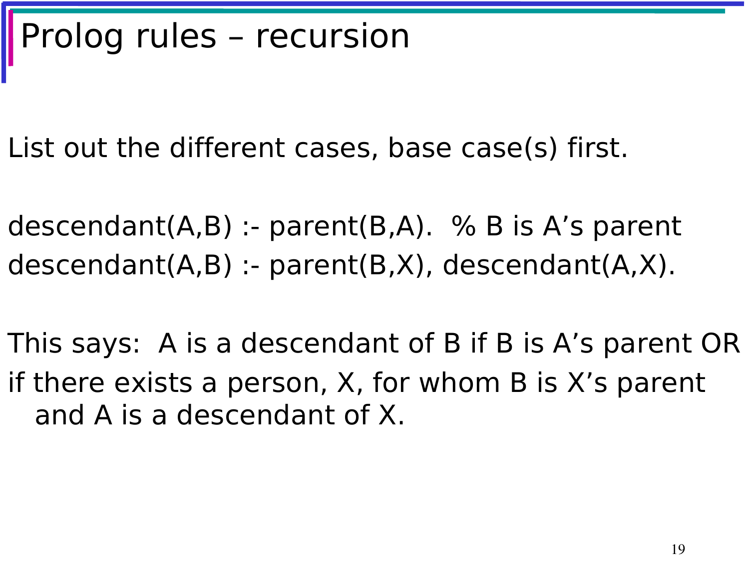# Prolog rules – recursion

List out the different cases, base case(s) first.

```
descendant(A,B) :- parent(B,A).  % B is A's parent
descendant(A,B) :- parent(B,X), descendant(A,X).
```

This says: A is a descendant of B if B is A's parent OR if there exists a person, X, for whom B is X's parent and A is a descendant of X.